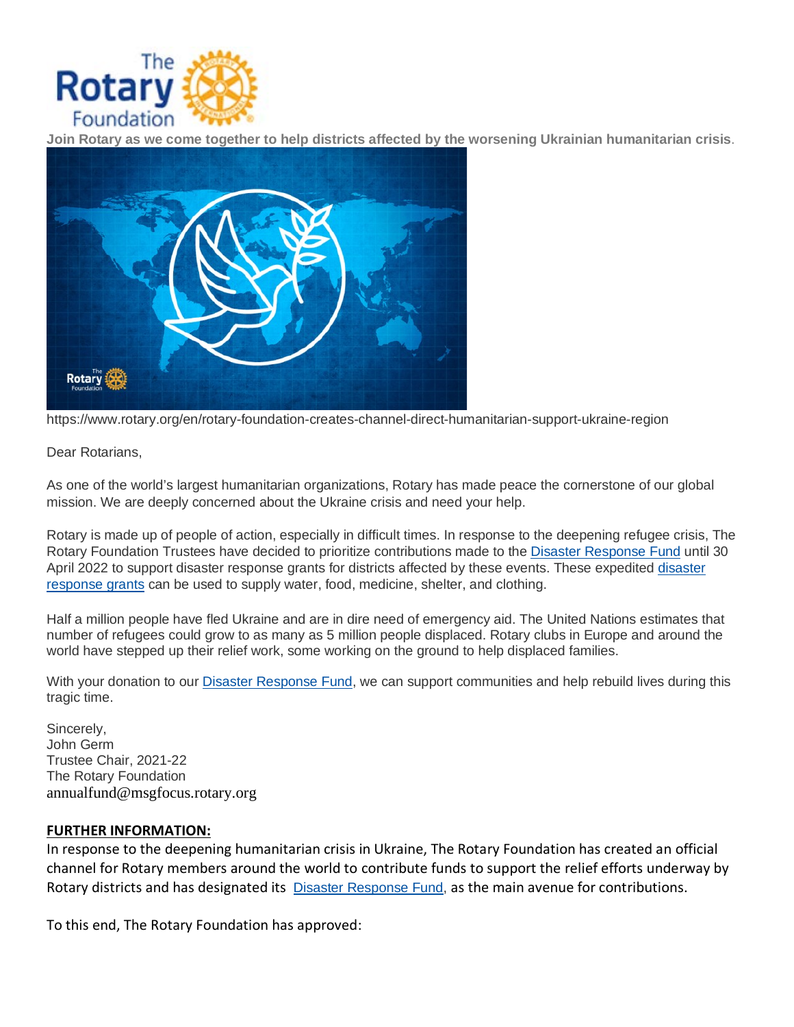**Join Rotary as we come together to help districts affected by the worsening Ukrainian humanitarian crisis**.

https://www.rotary.org/en/rotary-foundation-creates-channel-direct-humanitarian-support-ukraine-region

Dear Rotarians,

As one of the world's largest humanitarian organizations, Rotary has made peace the cornerstone of our global mission. We are deeply concerned about the Ukraine crisis and need your help.

Rotary is made up of people of action, especially in difficult times. In response to the deepening refugee crisis, The Rotary Foundation Trustees have decided to prioritize contributions made to the Disaster Response Fund until 30 April 2022 to support disaster response grants for districts affected by these events. These expedited disaster response grants can be used to supply water, food, medicine, shelter, and clothing.

Half a million people have fled Ukraine and are in dire need of emergency aid. The United Nations estimates that number of refugees could grow to as many as 5 million people displaced. Rotary clubs in Europe and around the world have stepped up their relief work, some working on the ground to help displaced families.

With your donation to our Disaster Response Fund, we can support communities and help rebuild lives during this tragic time.

Sincerely,
John Germ
Trustee Chair, 2021-22
The Rotary Foundation
annualfund@msgfocus.rotary.org

**FURTHER INFORMATION:**

In response to the deepening humanitarian crisis in Ukraine, The Rotary Foundation has created an official channel for Rotary members around the world to contribute funds to support the relief efforts underway by Rotary districts and has designated its Disaster Response Fund, as the main avenue for contributions.

To this end, The Rotary Foundation has approved: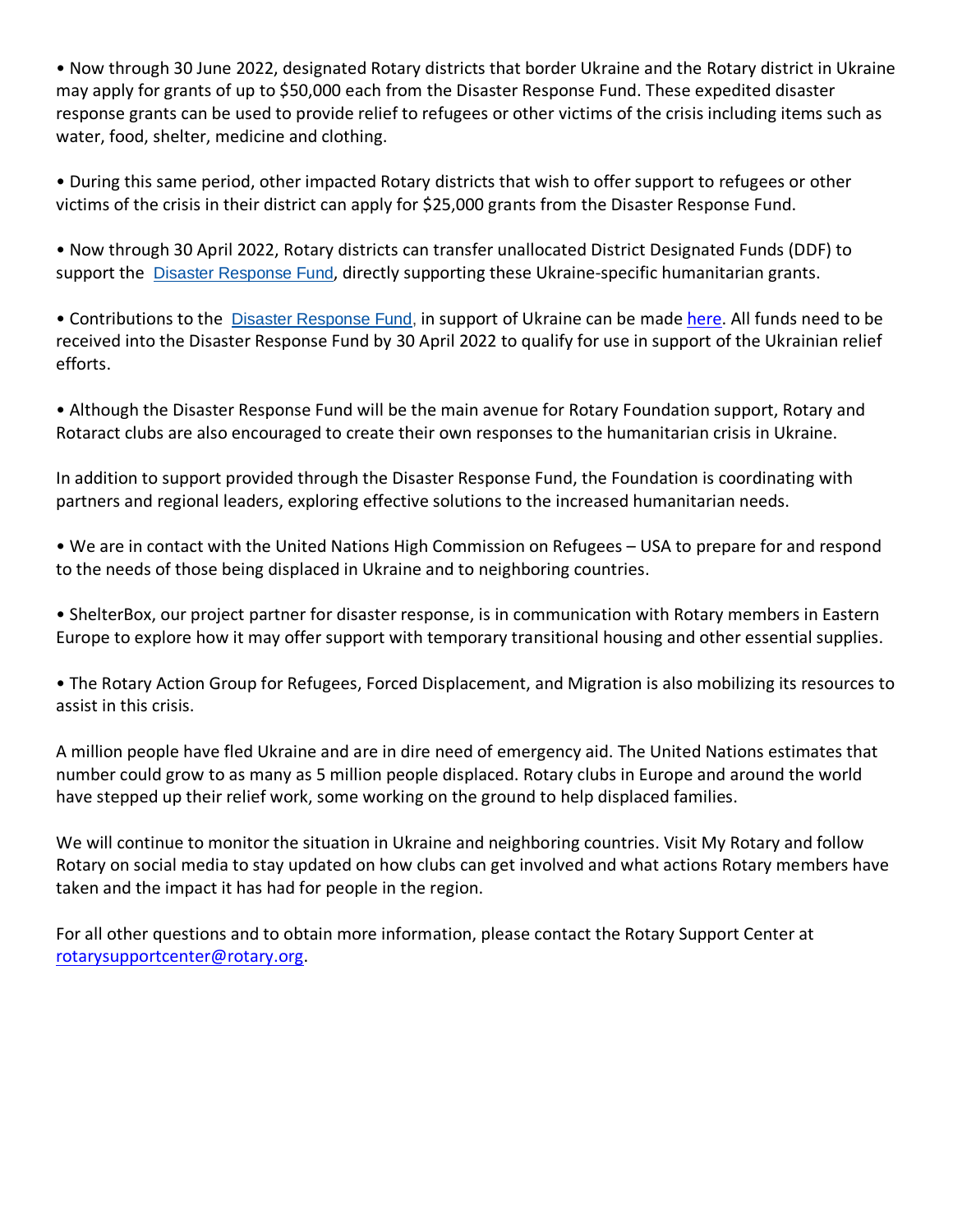- Now through 30 June 2022, designated Rotary districts that border Ukraine and the Rotary district in Ukraine may apply for grants of up to $50,000 each from the Disaster Response Fund. These expedited disaster response grants can be used to provide relief to refugees or other victims of the crisis including items such as water, food, shelter, medicine and clothing.

- During this same period, other impacted Rotary districts that wish to offer support to refugees or other victims of the crisis in their district can apply for $25,000 grants from the Disaster Response Fund.

- Now through 30 April 2022, Rotary districts can transfer unallocated District Designated Funds (DDF) to support the Disaster Response Fund, directly supporting these Ukraine-specific humanitarian grants.

- Contributions to the Disaster Response Fund, in support of Ukraine can be made here. All funds need to be received into the Disaster Response Fund by 30 April 2022 to qualify for use in support of the Ukrainian relief efforts.

- Although the Disaster Response Fund will be the main avenue for Rotary Foundation support, Rotary and Rotaract clubs are also encouraged to create their own responses to the humanitarian crisis in Ukraine.

In addition to support provided through the Disaster Response Fund, the Foundation is coordinating with partners and regional leaders, exploring effective solutions to the increased humanitarian needs.

- We are in contact with the United Nations High Commission on Refugees – USA to prepare for and respond to the needs of those being displaced in Ukraine and to neighboring countries.

- ShelterBox, our project partner for disaster response, is in communication with Rotary members in Eastern Europe to explore how it may offer support with temporary transitional housing and other essential supplies.

- The Rotary Action Group for Refugees, Forced Displacement, and Migration is also mobilizing its resources to assist in this crisis.

A million people have fled Ukraine and are in dire need of emergency aid. The United Nations estimates that number could grow to as many as 5 million people displaced. Rotary clubs in Europe and around the world have stepped up their relief work, some working on the ground to help displaced families.

We will continue to monitor the situation in Ukraine and neighboring countries. Visit My Rotary and follow Rotary on social media to stay updated on how clubs can get involved and what actions Rotary members have taken and the impact it has had for people in the region.

For all other questions and to obtain more information, please contact the Rotary Support Center at rotarysupportcenter@rotary.org.